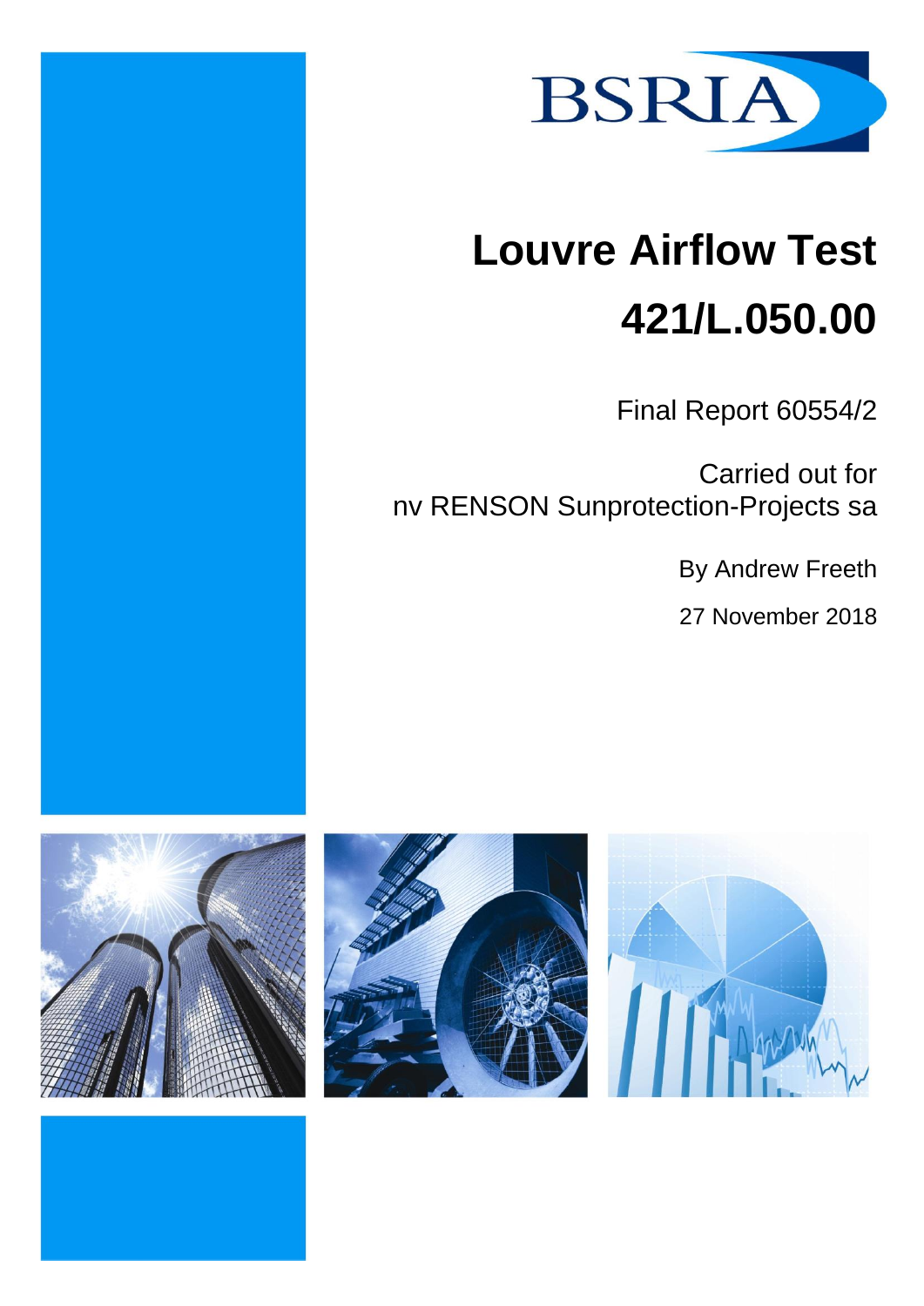BSRIA

# Louvre Airflow Test

# 421/L.050.00

Final Report 60554/2

Carried out for
nv RENSON Sunprotection-Projects sa

By Andrew Freeth

27 November 2018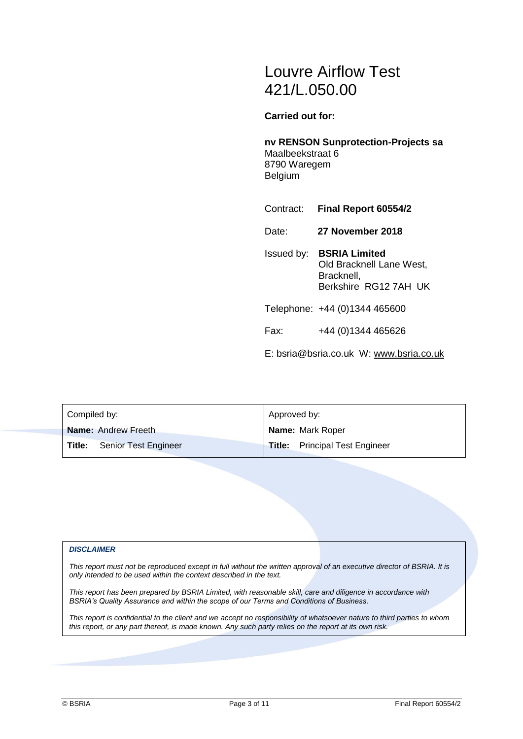# Louvre Airflow Test 421/L.050.00

**Carried out for:**

**nv RENSON Sunprotection-Projects sa**
Maalbeekstraat 6
8790 Waregem
Belgium

Contract: **Final Report 60554/2**

Date: **27 November 2018**

Issued by: **BSRIA Limited**
Old Bracknell Lane West,
Bracknell,
Berkshire RG12 7AH UK

Telephone: +44 (0)1344 465600

Fax: +44 (0)1344 465626

E: bsria@bsria.co.uk W: www.bsria.co.uk

| Compiled by: | Approved by: |
|---|---|
| **Name:** Andrew Freeth | **Name:** Mark Roper |
| **Title:** Senior Test Engineer | **Title:** Principal Test Engineer |

***DISCLAIMER***

*This report must not be reproduced except in full without the written approval of an executive director of BSRIA. It is only intended to be used within the context described in the text.*

*This report has been prepared by BSRIA Limited, with reasonable skill, care and diligence in accordance with BSRIA's Quality Assurance and within the scope of our Terms and Conditions of Business.*

*This report is confidential to the client and we accept no responsibility of whatsoever nature to third parties to whom this report, or any part thereof, is made known. Any such party relies on the report at its own risk.*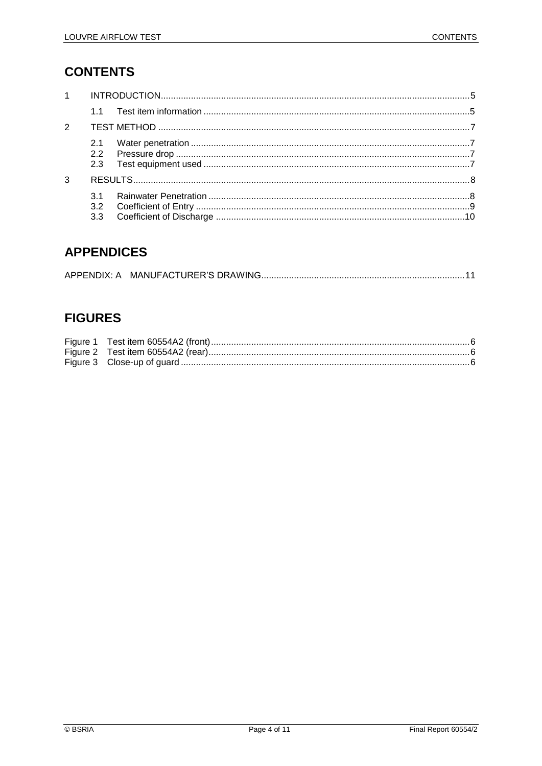# CONTENTS

| | | |
|---|---|---|
| 1 | INTRODUCTION | 5 |
| | 1.1 Test item information | 5 |
| 2 | TEST METHOD | 7 |
| | 2.1 Water penetration | 7 |
| | 2.2 Pressure drop | 7 |
| | 2.3 Test equipment used | 7 |
| 3 | RESULTS | 8 |
| | 3.1 Rainwater Penetration | 8 |
| | 3.2 Coefficient of Entry | 9 |
| | 3.3 Coefficient of Discharge | 10 |

# APPENDICES

| | |
|---|---|
| APPENDIX: A MANUFACTURER'S DRAWING | 11 |

# FIGURES

| | | |
|---|---|---|
| Figure 1 | Test item 60554A2 (front) | 6 |
| Figure 2 | Test item 60554A2 (rear) | 6 |
| Figure 3 | Close-up of guard | 6 |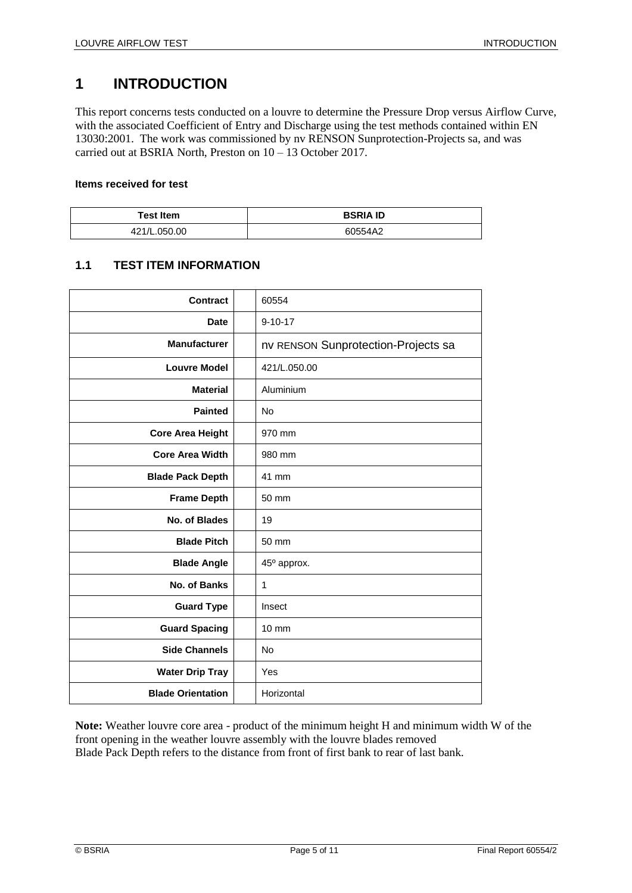# 1 INTRODUCTION

This report concerns tests conducted on a louvre to determine the Pressure Drop versus Airflow Curve, with the associated Coefficient of Entry and Discharge using the test methods contained within EN 13030:2001. The work was commissioned by nv RENSON Sunprotection-Projects sa, and was carried out at BSRIA North, Preston on 10 – 13 October 2017.

**Items received for test**

| Test Item | BSRIA ID |
|---|---|
| 421/L.050.00 | 60554A2 |

## 1.1 TEST ITEM INFORMATION

| | | |
|---|---|---|
| **Contract** | | 60554 |
| **Date** | | 9-10-17 |
| **Manufacturer** | | nv RENSON Sunprotection-Projects sa |
| **Louvre Model** | | 421/L.050.00 |
| **Material** | | Aluminium |
| **Painted** | | No |
| **Core Area Height** | | 970 mm |
| **Core Area Width** | | 980 mm |
| **Blade Pack Depth** | | 41 mm |
| **Frame Depth** | | 50 mm |
| **No. of Blades** | | 19 |
| **Blade Pitch** | | 50 mm |
| **Blade Angle** | | 45º approx. |
| **No. of Banks** | | 1 |
| **Guard Type** | | Insect |
| **Guard Spacing** | | 10 mm |
| **Side Channels** | | No |
| **Water Drip Tray** | | Yes |
| **Blade Orientation** | | Horizontal |

**Note:** Weather louvre core area - product of the minimum height H and minimum width W of the front opening in the weather louvre assembly with the louvre blades removed
Blade Pack Depth refers to the distance from front of first bank to rear of last bank.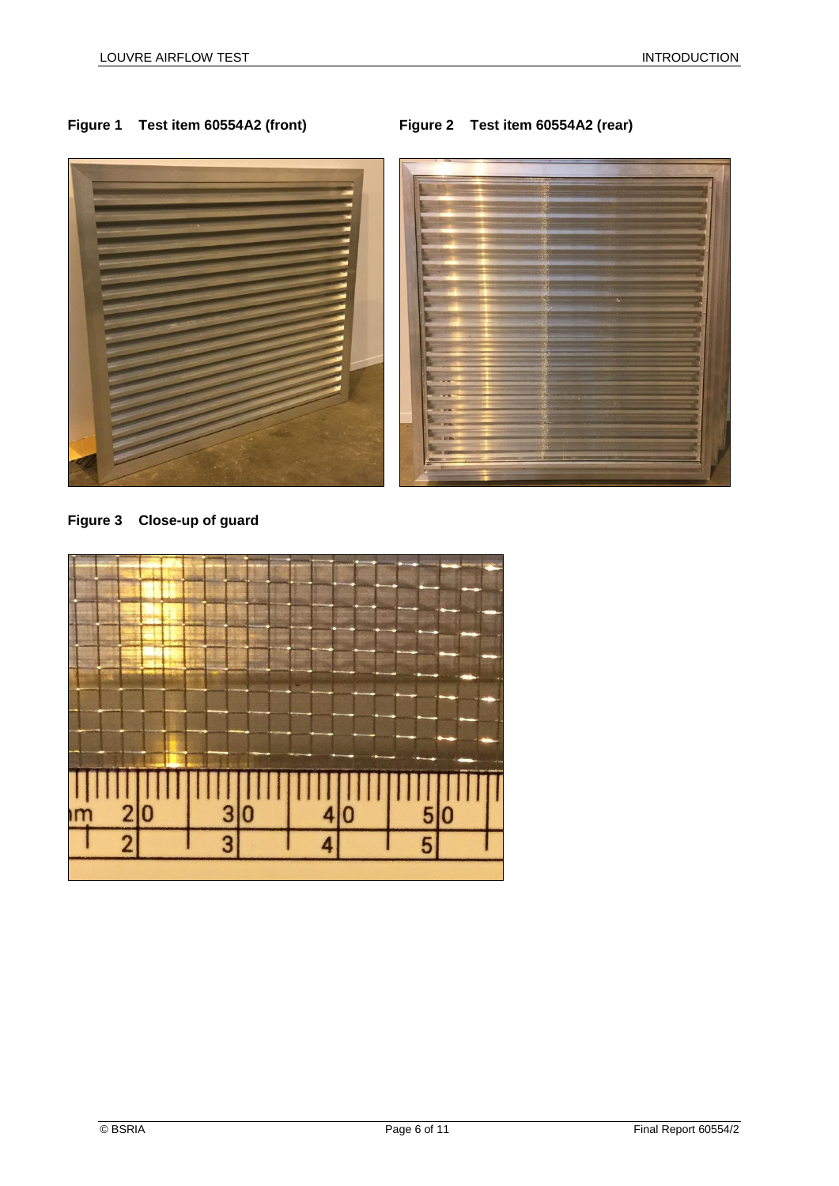**Figure 1 Test item 60554A2 (front)**

**Figure 2 Test item 60554A2 (rear)**

**Figure 3 Close-up of guard**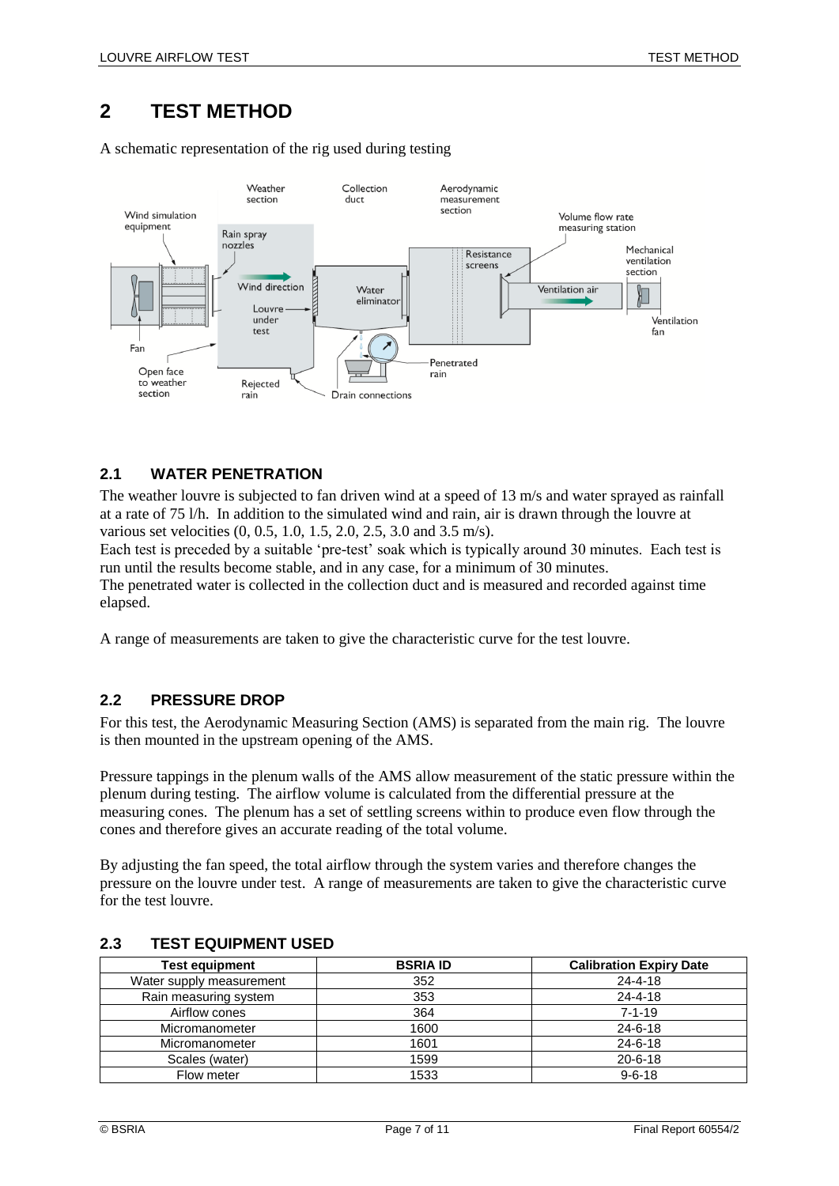# 2 TEST METHOD

A schematic representation of the rig used during testing

## 2.1 WATER PENETRATION

The weather louvre is subjected to fan driven wind at a speed of 13 m/s and water sprayed as rainfall at a rate of 75 l/h. In addition to the simulated wind and rain, air is drawn through the louvre at various set velocities (0, 0.5, 1.0, 1.5, 2.0, 2.5, 3.0 and 3.5 m/s).
Each test is preceded by a suitable 'pre-test' soak which is typically around 30 minutes. Each test is run until the results become stable, and in any case, for a minimum of 30 minutes.
The penetrated water is collected in the collection duct and is measured and recorded against time elapsed.

A range of measurements are taken to give the characteristic curve for the test louvre.

## 2.2 PRESSURE DROP

For this test, the Aerodynamic Measuring Section (AMS) is separated from the main rig. The louvre is then mounted in the upstream opening of the AMS.

Pressure tappings in the plenum walls of the AMS allow measurement of the static pressure within the plenum during testing. The airflow volume is calculated from the differential pressure at the measuring cones. The plenum has a set of settling screens within to produce even flow through the cones and therefore gives an accurate reading of the total volume.

By adjusting the fan speed, the total airflow through the system varies and therefore changes the pressure on the louvre under test. A range of measurements are taken to give the characteristic curve for the test louvre.

## 2.3 TEST EQUIPMENT USED

| Test equipment | BSRIA ID | Calibration Expiry Date |
|---|---|---|
| Water supply measurement | 352 | 24-4-18 |
| Rain measuring system | 353 | 24-4-18 |
| Airflow cones | 364 | 7-1-19 |
| Micromanometer | 1600 | 24-6-18 |
| Micromanometer | 1601 | 24-6-18 |
| Scales (water) | 1599 | 20-6-18 |
| Flow meter | 1533 | 9-6-18 |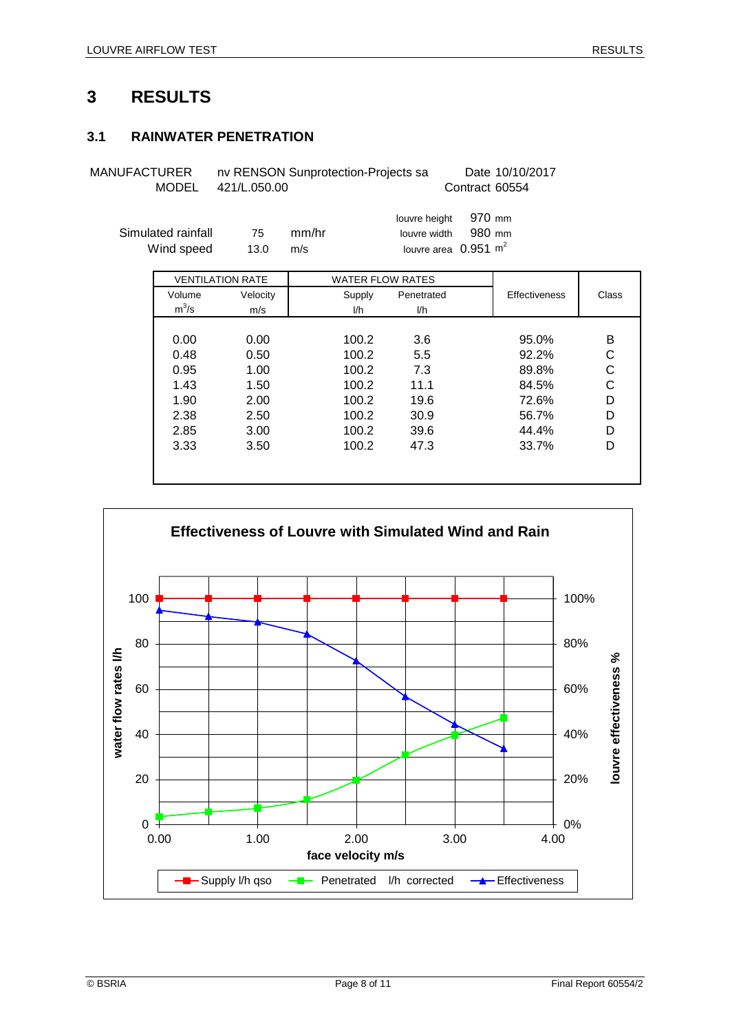# 3 RESULTS

## 3.1 RAINWATER PENETRATION

MANUFACTURER nv RENSON Sunprotection-Projects sa Date 10/10/2017

MODEL 421/L.050.00 Contract 60554

| | | | | |
|---|---|---|---|---|
| Simulated rainfall | 75 | mm/hr | louvre height | 970 mm |
| Wind speed | 13.0 | m/s | louvre width | 980 mm |
| | | | louvre area | 0.951 $m^2$ |

| VENTILATION RATE | | WATER FLOW RATES | | | |
|---|---|---|---|---|---|
| Volume $m^3/s$ | Velocity m/s | Supply l/h | Penetrated l/h | Effectiveness | Class |
| 0.00 | 0.00 | 100.2 | 3.6 | 95.0% | B |
| 0.48 | 0.50 | 100.2 | 5.5 | 92.2% | C |
| 0.95 | 1.00 | 100.2 | 7.3 | 89.8% | C |
| 1.43 | 1.50 | 100.2 | 11.1 | 84.5% | C |
| 1.90 | 2.00 | 100.2 | 19.6 | 72.6% | D |
| 2.38 | 2.50 | 100.2 | 30.9 | 56.7% | D |
| 2.85 | 3.00 | 100.2 | 39.6 | 44.4% | D |
| 3.33 | 3.50 | 100.2 | 47.3 | 33.7% | D |

**Effectiveness of Louvre with Simulated Wind and Rain**

(Chart: water flow rates l/h and louvre effectiveness % versus face velocity m/s; series: Supply l/h qso, Penetrated l/h corrected, Effectiveness)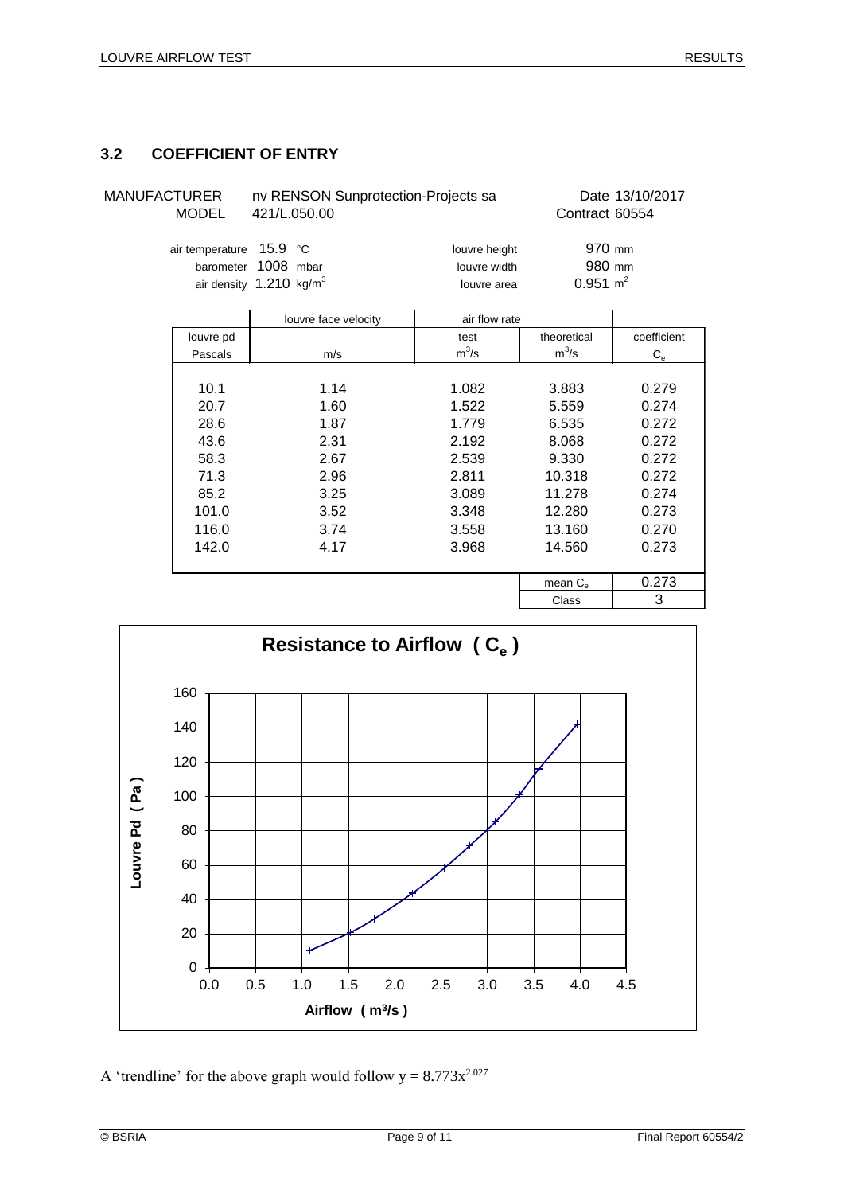## 3.2 COEFFICIENT OF ENTRY

MANUFACTURER nv RENSON Sunprotection-Projects sa — Date 13/10/2017

MODEL 421/L.050.00 — Contract 60554

air temperature 15.9 °C — louvre height 970 mm

barometer 1008 mbar — louvre width 980 mm

air density 1.210 kg/m$^3$ — louvre area 0.951 m$^2$

| louvre pd | louvre face velocity | air flow rate | | coefficient |
|---|---|---|---|---|
| | | test | theoretical | |
| Pascals | m/s | m$^3$/s | m$^3$/s | $C_e$ |
| 10.1 | 1.14 | 1.082 | 3.883 | 0.279 |
| 20.7 | 1.60 | 1.522 | 5.559 | 0.274 |
| 28.6 | 1.87 | 1.779 | 6.535 | 0.272 |
| 43.6 | 2.31 | 2.192 | 8.068 | 0.272 |
| 58.3 | 2.67 | 2.539 | 9.330 | 0.272 |
| 71.3 | 2.96 | 2.811 | 10.318 | 0.272 |
| 85.2 | 3.25 | 3.089 | 11.278 | 0.274 |
| 101.0 | 3.52 | 3.348 | 12.280 | 0.273 |
| 116.0 | 3.74 | 3.558 | 13.160 | 0.270 |
| 142.0 | 4.17 | 3.968 | 14.560 | 0.273 |
| | | | mean $C_e$ | 0.273 |
| | | | Class | 3 |

**Resistance to Airflow ( $C_e$ )**

A 'trendline' for the above graph would follow $y = 8.773x^{2.027}$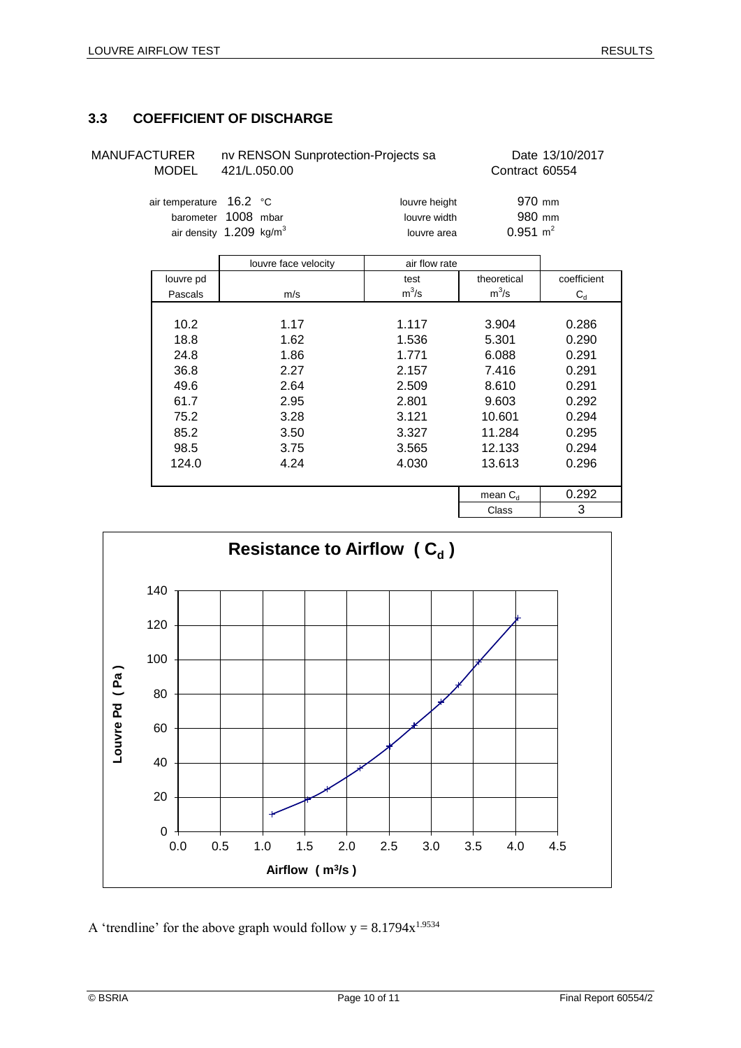## 3.3 COEFFICIENT OF DISCHARGE

| | | | |
|---|---|---|---|
| MANUFACTURER | nv RENSON Sunprotection-Projects sa | | Date 13/10/2017 |
| MODEL | 421/L.050.00 | | Contract 60554 |

| | | | |
|---|---|---|---|
| air temperature | 16.2 °C | louvre height | 970 mm |
| barometer | 1008 mbar | louvre width | 980 mm |
| air density | 1.209 $kg/m^3$ | louvre area | 0.951 $m^2$ |

| louvre pd | louvre face velocity | air flow rate | | coefficient |
|---|---|---|---|---|
| | | test | theoretical | |
| Pascals | m/s | $m^3/s$ | $m^3/s$ | $C_d$ |
| 10.2 | 1.17 | 1.117 | 3.904 | 0.286 |
| 18.8 | 1.62 | 1.536 | 5.301 | 0.290 |
| 24.8 | 1.86 | 1.771 | 6.088 | 0.291 |
| 36.8 | 2.27 | 2.157 | 7.416 | 0.291 |
| 49.6 | 2.64 | 2.509 | 8.610 | 0.291 |
| 61.7 | 2.95 | 2.801 | 9.603 | 0.292 |
| 75.2 | 3.28 | 3.121 | 10.601 | 0.294 |
| 85.2 | 3.50 | 3.327 | 11.284 | 0.295 |
| 98.5 | 3.75 | 3.565 | 12.133 | 0.294 |
| 124.0 | 4.24 | 4.030 | 13.613 | 0.296 |
| | | | mean $C_d$ | 0.292 |
| | | | Class | 3 |

**Resistance to Airflow ( $C_d$ )**

Louvre Pd ( Pa ) vs Airflow ( $m^3/s$ )

A 'trendline' for the above graph would follow $y = 8.1794x^{1.9534}$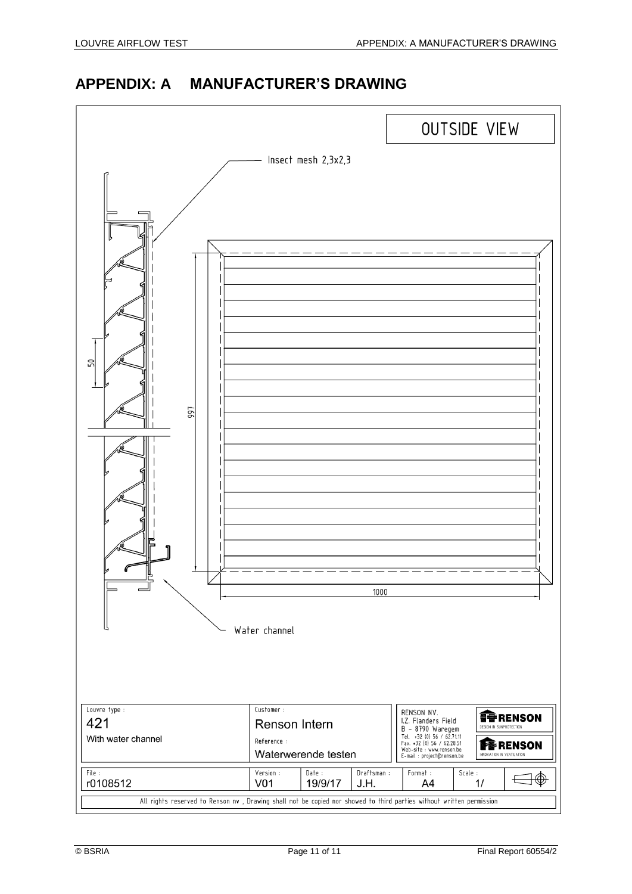## APPENDIX: A MANUFACTURER'S DRAWING

OUTSIDE VIEW

Insect mesh 2,3x2,3

50

997

1000

Water channel

| | | | | | | |
|---|---|---|---|---|---|---|
| Louvre type : 421 With water channel | Customer : Renson Intern Reference : Waterwerende testen | | | RENSON NV. I.Z. Flanders Field B - 8790 Waregem Tel. +32 (0) 56 / 62.71.11 Fax. +32 (0) 56 / 62.28.51 Web-site : www.renson.be E-mail : project@renson.be | RENSON DESIGN IN SUNPROTECTION RENSON INNOVATION IN VENTILATION | |
| File : r0108512 | Version : V01 | Date : 19/9/17 | Draftsman : J.H. | Format : A4 | Scale : 1/ | |

All rights reserved to Renson nv , Drawing shall not be copied nor showed to third parties without written permission